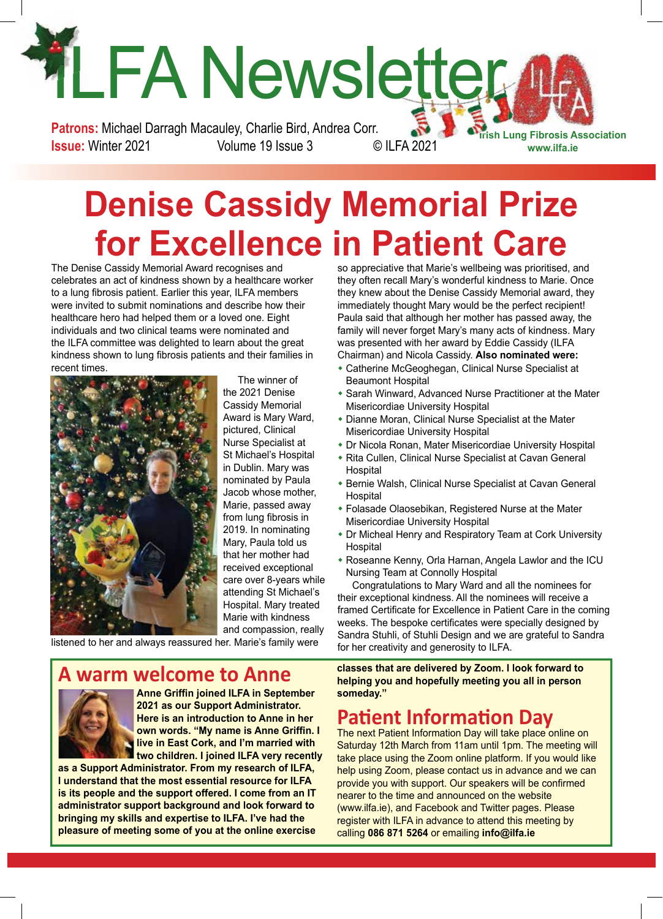# ILFA Newsletter

**Patrons:** Michael Darragh Macauley, Charlie Bird, Andrea Corr.
**Issue:** Winter 2021 Volume 19 Issue 3 © ILFA 2021

Irish Lung Fibrosis Association
www.ilfa.ie

# Denise Cassidy Memorial Prize for Excellence in Patient Care

The Denise Cassidy Memorial Award recognises and celebrates an act of kindness shown by a healthcare worker to a lung fibrosis patient. Earlier this year, ILFA members were invited to submit nominations and describe how their healthcare hero had helped them or a loved one. Eight individuals and two clinical teams were nominated and the ILFA committee was delighted to learn about the great kindness shown to lung fibrosis patients and their families in recent times.

The winner of the 2021 Denise Cassidy Memorial Award is Mary Ward, pictured, Clinical Nurse Specialist at St Michael's Hospital in Dublin. Mary was nominated by Paula Jacob whose mother, Marie, passed away from lung fibrosis in 2019. In nominating Mary, Paula told us that her mother had received exceptional care over 8-years while attending St Michael's Hospital. Mary treated Marie with kindness and compassion, really listened to her and always reassured her. Marie's family were so appreciative that Marie's wellbeing was prioritised, and they often recall Mary's wonderful kindness to Marie. Once they knew about the Denise Cassidy Memorial award, they immediately thought Mary would be the perfect recipient! Paula said that although her mother has passed away, the family will never forget Mary's many acts of kindness. Mary was presented with her award by Eddie Cassidy (ILFA Chairman) and Nicola Cassidy. **Also nominated were:**

- Catherine McGeoghegan, Clinical Nurse Specialist at Beaumont Hospital
- Sarah Winward, Advanced Nurse Practitioner at the Mater Misericordiae University Hospital
- Dianne Moran, Clinical Nurse Specialist at the Mater Misericordiae University Hospital
- Dr Nicola Ronan, Mater Misericordiae University Hospital
- Rita Cullen, Clinical Nurse Specialist at Cavan General Hospital
- Bernie Walsh, Clinical Nurse Specialist at Cavan General Hospital
- Folasade Olaosebikan, Registered Nurse at the Mater Misericordiae University Hospital
- Dr Micheal Henry and Respiratory Team at Cork University Hospital
- Roseanne Kenny, Orla Harnan, Angela Lawlor and the ICU Nursing Team at Connolly Hospital

Congratulations to Mary Ward and all the nominees for their exceptional kindness. All the nominees will receive a framed Certificate for Excellence in Patient Care in the coming weeks. The bespoke certificates were specially designed by Sandra Stuhli, of Stuhli Design and we are grateful to Sandra for her creativity and generosity to ILFA.

## A warm welcome to Anne

**Anne Griffin joined ILFA in September 2021 as our Support Administrator. Here is an introduction to Anne in her own words. "My name is Anne Griffin. I live in East Cork, and I'm married with two children. I joined ILFA very recently as a Support Administrator. From my research of ILFA, I understand that the most essential resource for ILFA is its people and the support offered. I come from an IT administrator support background and look forward to bringing my skills and expertise to ILFA. I've had the pleasure of meeting some of you at the online exercise classes that are delivered by Zoom. I look forward to helping you and hopefully meeting you all in person someday."**

## Patient Information Day

The next Patient Information Day will take place online on Saturday 12th March from 11am until 1pm. The meeting will take place using the Zoom online platform. If you would like help using Zoom, please contact us in advance and we can provide you with support. Our speakers will be confirmed nearer to the time and announced on the website (www.ilfa.ie), and Facebook and Twitter pages. Please register with ILFA in advance to attend this meeting by calling **086 871 5264** or emailing **info@ilfa.ie**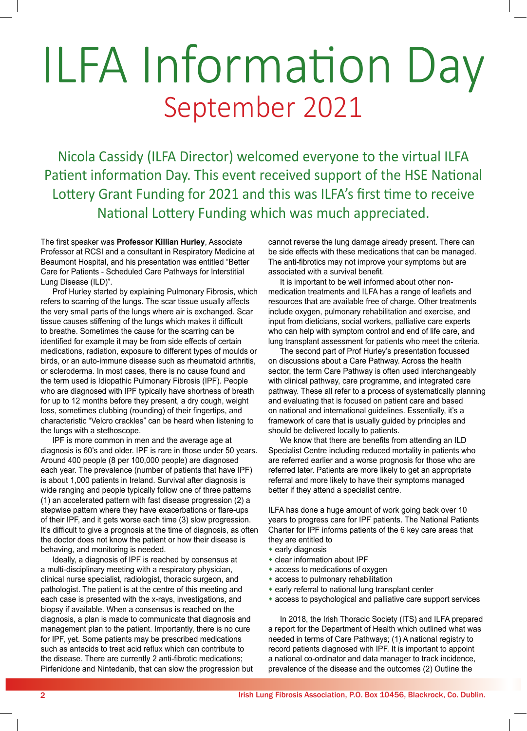# ILFA Information Day

## September 2021

Nicola Cassidy (ILFA Director) welcomed everyone to the virtual ILFA Patient information Day. This event received support of the HSE National Lottery Grant Funding for 2021 and this was ILFA's first time to receive National Lottery Funding which was much appreciated.

The first speaker was **Professor Killian Hurley**, Associate Professor at RCSI and a consultant in Respiratory Medicine at Beaumont Hospital, and his presentation was entitled "Better Care for Patients - Scheduled Care Pathways for Interstitial Lung Disease (ILD)".

Prof Hurley started by explaining Pulmonary Fibrosis, which refers to scarring of the lungs. The scar tissue usually affects the very small parts of the lungs where air is exchanged. Scar tissue causes stiffening of the lungs which makes it difficult to breathe. Sometimes the cause for the scarring can be identified for example it may be from side effects of certain medications, radiation, exposure to different types of moulds or birds, or an auto-immune disease such as rheumatoid arthritis, or scleroderma. In most cases, there is no cause found and the term used is Idiopathic Pulmonary Fibrosis (IPF). People who are diagnosed with IPF typically have shortness of breath for up to 12 months before they present, a dry cough, weight loss, sometimes clubbing (rounding) of their fingertips, and characteristic "Velcro crackles" can be heard when listening to the lungs with a stethoscope.

IPF is more common in men and the average age at diagnosis is 60's and older. IPF is rare in those under 50 years. Around 400 people (8 per 100,000 people) are diagnosed each year. The prevalence (number of patients that have IPF) is about 1,000 patients in Ireland. Survival after diagnosis is wide ranging and people typically follow one of three patterns (1) an accelerated pattern with fast disease progression (2) a stepwise pattern where they have exacerbations or flare-ups of their IPF, and it gets worse each time (3) slow progression. It's difficult to give a prognosis at the time of diagnosis, as often the doctor does not know the patient or how their disease is behaving, and monitoring is needed.

Ideally, a diagnosis of IPF is reached by consensus at a multi-disciplinary meeting with a respiratory physician, clinical nurse specialist, radiologist, thoracic surgeon, and pathologist. The patient is at the centre of this meeting and each case is presented with the x-rays, investigations, and biopsy if available. When a consensus is reached on the diagnosis, a plan is made to communicate that diagnosis and management plan to the patient. Importantly, there is no cure for IPF, yet. Some patients may be prescribed medications such as antacids to treat acid reflux which can contribute to the disease. There are currently 2 anti-fibrotic medications; Pirfenidone and Nintedanib, that can slow the progression but cannot reverse the lung damage already present. There can be side effects with these medications that can be managed. The anti-fibrotics may not improve your symptoms but are associated with a survival benefit.

It is important to be well informed about other non-medication treatments and ILFA has a range of leaflets and resources that are available free of charge. Other treatments include oxygen, pulmonary rehabilitation and exercise, and input from dieticians, social workers, palliative care experts who can help with symptom control and end of life care, and lung transplant assessment for patients who meet the criteria.

The second part of Prof Hurley's presentation focussed on discussions about a Care Pathway. Across the health sector, the term Care Pathway is often used interchangeably with clinical pathway, care programme, and integrated care pathway. These all refer to a process of systematically planning and evaluating that is focused on patient care and based on national and international guidelines. Essentially, it's a framework of care that is usually guided by principles and should be delivered locally to patients.

We know that there are benefits from attending an ILD Specialist Centre including reduced mortality in patients who are referred earlier and a worse prognosis for those who are referred later. Patients are more likely to get an appropriate referral and more likely to have their symptoms managed better if they attend a specialist centre.

ILFA has done a huge amount of work going back over 10 years to progress care for IPF patients. The National Patients Charter for IPF informs patients of the 6 key care areas that they are entitled to

- early diagnosis
- clear information about IPF
- access to medications of oxygen
- access to pulmonary rehabilitation
- early referral to national lung transplant center
- access to psychological and palliative care support services

In 2018, the Irish Thoracic Society (ITS) and ILFA prepared a report for the Department of Health which outlined what was needed in terms of Care Pathways; (1) A national registry to record patients diagnosed with IPF. It is important to appoint a national co-ordinator and data manager to track incidence, prevalence of the disease and the outcomes (2) Outline the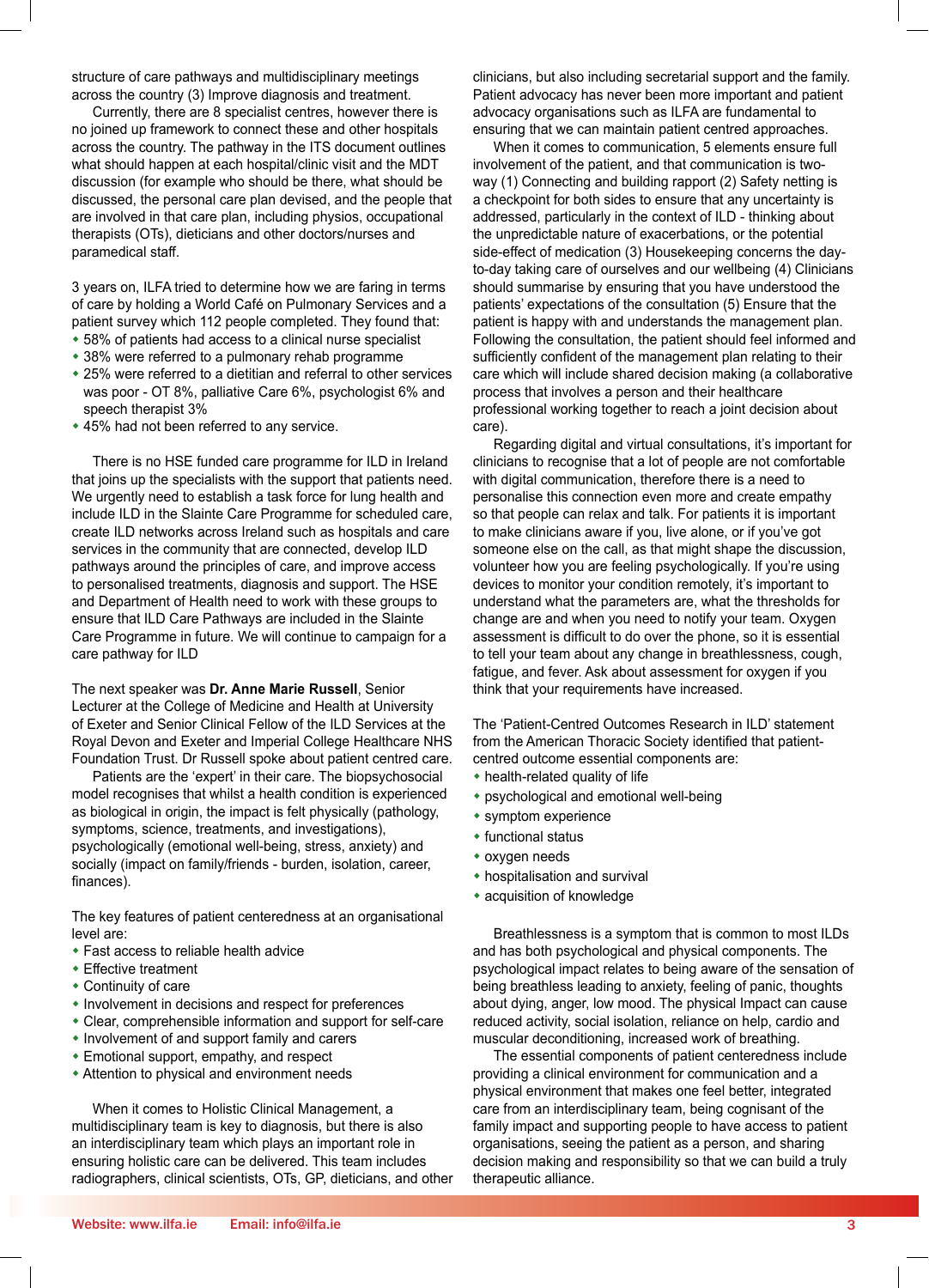structure of care pathways and multidisciplinary meetings across the country (3) Improve diagnosis and treatment.

Currently, there are 8 specialist centres, however there is no joined up framework to connect these and other hospitals across the country. The pathway in the ITS document outlines what should happen at each hospital/clinic visit and the MDT discussion (for example who should be there, what should be discussed, the personal care plan devised, and the people that are involved in that care plan, including physios, occupational therapists (OTs), dieticians and other doctors/nurses and paramedical staff.

3 years on, ILFA tried to determine how we are faring in terms of care by holding a World Café on Pulmonary Services and a patient survey which 112 people completed. They found that:

- 58% of patients had access to a clinical nurse specialist
- 38% were referred to a pulmonary rehab programme
- 25% were referred to a dietitian and referral to other services was poor - OT 8%, palliative Care 6%, psychologist 6% and speech therapist 3%
- 45% had not been referred to any service.

There is no HSE funded care programme for ILD in Ireland that joins up the specialists with the support that patients need. We urgently need to establish a task force for lung health and include ILD in the Slainte Care Programme for scheduled care, create ILD networks across Ireland such as hospitals and care services in the community that are connected, develop ILD pathways around the principles of care, and improve access to personalised treatments, diagnosis and support. The HSE and Department of Health need to work with these groups to ensure that ILD Care Pathways are included in the Slainte Care Programme in future. We will continue to campaign for a care pathway for ILD

The next speaker was **Dr. Anne Marie Russell**, Senior Lecturer at the College of Medicine and Health at University of Exeter and Senior Clinical Fellow of the ILD Services at the Royal Devon and Exeter and Imperial College Healthcare NHS Foundation Trust. Dr Russell spoke about patient centred care.

Patients are the 'expert' in their care. The biopsychosocial model recognises that whilst a health condition is experienced as biological in origin, the impact is felt physically (pathology, symptoms, science, treatments, and investigations), psychologically (emotional well-being, stress, anxiety) and socially (impact on family/friends - burden, isolation, career, finances).

The key features of patient centeredness at an organisational level are:

- Fast access to reliable health advice
- Effective treatment
- Continuity of care
- Involvement in decisions and respect for preferences
- Clear, comprehensible information and support for self-care
- Involvement of and support family and carers
- Emotional support, empathy, and respect
- Attention to physical and environment needs

When it comes to Holistic Clinical Management, a multidisciplinary team is key to diagnosis, but there is also an interdisciplinary team which plays an important role in ensuring holistic care can be delivered. This team includes radiographers, clinical scientists, OTs, GP, dieticians, and other clinicians, but also including secretarial support and the family. Patient advocacy has never been more important and patient advocacy organisations such as ILFA are fundamental to ensuring that we can maintain patient centred approaches.

When it comes to communication, 5 elements ensure full involvement of the patient, and that communication is two-way (1) Connecting and building rapport (2) Safety netting is a checkpoint for both sides to ensure that any uncertainty is addressed, particularly in the context of ILD - thinking about the unpredictable nature of exacerbations, or the potential side-effect of medication (3) Housekeeping concerns the day-to-day taking care of ourselves and our wellbeing (4) Clinicians should summarise by ensuring that you have understood the patients' expectations of the consultation (5) Ensure that the patient is happy with and understands the management plan. Following the consultation, the patient should feel informed and sufficiently confident of the management plan relating to their care which will include shared decision making (a collaborative process that involves a person and their healthcare professional working together to reach a joint decision about care).

Regarding digital and virtual consultations, it's important for clinicians to recognise that a lot of people are not comfortable with digital communication, therefore there is a need to personalise this connection even more and create empathy so that people can relax and talk. For patients it is important to make clinicians aware if you, live alone, or if you've got someone else on the call, as that might shape the discussion, volunteer how you are feeling psychologically. If you're using devices to monitor your condition remotely, it's important to understand what the parameters are, what the thresholds for change are and when you need to notify your team. Oxygen assessment is difficult to do over the phone, so it is essential to tell your team about any change in breathlessness, cough, fatigue, and fever. Ask about assessment for oxygen if you think that your requirements have increased.

The 'Patient-Centred Outcomes Research in ILD' statement from the American Thoracic Society identified that patient-centred outcome essential components are:

- health-related quality of life
- psychological and emotional well-being
- symptom experience
- functional status
- oxygen needs
- hospitalisation and survival
- acquisition of knowledge

Breathlessness is a symptom that is common to most ILDs and has both psychological and physical components. The psychological impact relates to being aware of the sensation of being breathless leading to anxiety, feeling of panic, thoughts about dying, anger, low mood. The physical Impact can cause reduced activity, social isolation, reliance on help, cardio and muscular deconditioning, increased work of breathing.

The essential components of patient centeredness include providing a clinical environment for communication and a physical environment that makes one feel better, integrated care from an interdisciplinary team, being cognisant of the family impact and supporting people to have access to patient organisations, seeing the patient as a person, and sharing decision making and responsibility so that we can build a truly therapeutic alliance.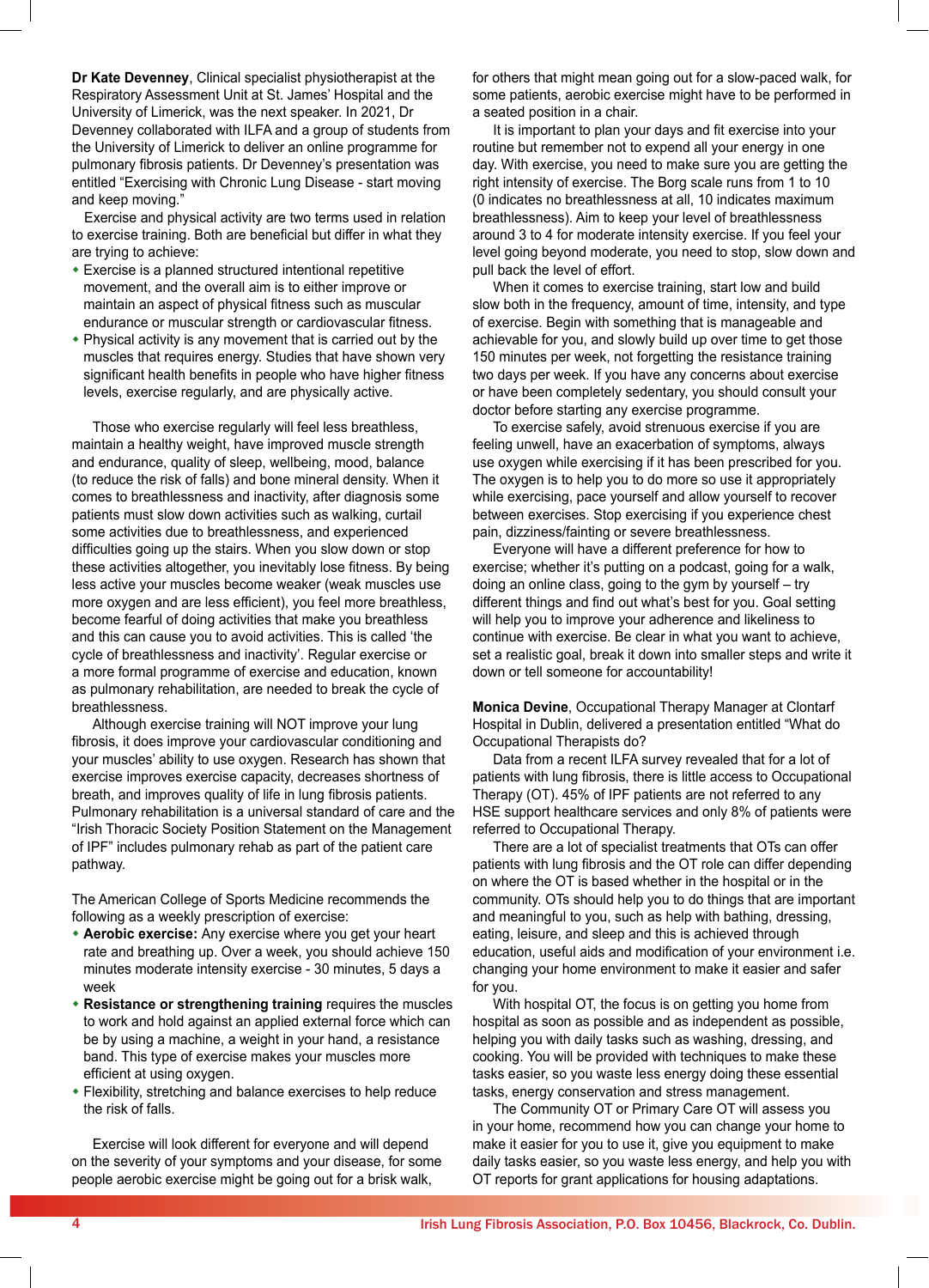**Dr Kate Devenney**, Clinical specialist physiotherapist at the Respiratory Assessment Unit at St. James' Hospital and the University of Limerick, was the next speaker. In 2021, Dr Devenney collaborated with ILFA and a group of students from the University of Limerick to deliver an online programme for pulmonary fibrosis patients. Dr Devenney's presentation was entitled "Exercising with Chronic Lung Disease - start moving and keep moving."

Exercise and physical activity are two terms used in relation to exercise training. Both are beneficial but differ in what they are trying to achieve:

- Exercise is a planned structured intentional repetitive movement, and the overall aim is to either improve or maintain an aspect of physical fitness such as muscular endurance or muscular strength or cardiovascular fitness.
- Physical activity is any movement that is carried out by the muscles that requires energy. Studies that have shown very significant health benefits in people who have higher fitness levels, exercise regularly, and are physically active.

Those who exercise regularly will feel less breathless, maintain a healthy weight, have improved muscle strength and endurance, quality of sleep, wellbeing, mood, balance (to reduce the risk of falls) and bone mineral density. When it comes to breathlessness and inactivity, after diagnosis some patients must slow down activities such as walking, curtail some activities due to breathlessness, and experienced difficulties going up the stairs. When you slow down or stop these activities altogether, you inevitably lose fitness. By being less active your muscles become weaker (weak muscles use more oxygen and are less efficient), you feel more breathless, become fearful of doing activities that make you breathless and this can cause you to avoid activities. This is called 'the cycle of breathlessness and inactivity'. Regular exercise or a more formal programme of exercise and education, known as pulmonary rehabilitation, are needed to break the cycle of breathlessness.

Although exercise training will NOT improve your lung fibrosis, it does improve your cardiovascular conditioning and your muscles' ability to use oxygen. Research has shown that exercise improves exercise capacity, decreases shortness of breath, and improves quality of life in lung fibrosis patients. Pulmonary rehabilitation is a universal standard of care and the "Irish Thoracic Society Position Statement on the Management of IPF" includes pulmonary rehab as part of the patient care pathway.

The American College of Sports Medicine recommends the following as a weekly prescription of exercise:

- **Aerobic exercise:** Any exercise where you get your heart rate and breathing up. Over a week, you should achieve 150 minutes moderate intensity exercise - 30 minutes, 5 days a week
- **Resistance or strengthening training** requires the muscles to work and hold against an applied external force which can be by using a machine, a weight in your hand, a resistance band. This type of exercise makes your muscles more efficient at using oxygen.
- Flexibility, stretching and balance exercises to help reduce the risk of falls.

Exercise will look different for everyone and will depend on the severity of your symptoms and your disease, for some people aerobic exercise might be going out for a brisk walk, for others that might mean going out for a slow-paced walk, for some patients, aerobic exercise might have to be performed in a seated position in a chair.

It is important to plan your days and fit exercise into your routine but remember not to expend all your energy in one day. With exercise, you need to make sure you are getting the right intensity of exercise. The Borg scale runs from 1 to 10 (0 indicates no breathlessness at all, 10 indicates maximum breathlessness). Aim to keep your level of breathlessness around 3 to 4 for moderate intensity exercise. If you feel your level going beyond moderate, you need to stop, slow down and pull back the level of effort.

When it comes to exercise training, start low and build slow both in the frequency, amount of time, intensity, and type of exercise. Begin with something that is manageable and achievable for you, and slowly build up over time to get those 150 minutes per week, not forgetting the resistance training two days per week. If you have any concerns about exercise or have been completely sedentary, you should consult your doctor before starting any exercise programme.

To exercise safely, avoid strenuous exercise if you are feeling unwell, have an exacerbation of symptoms, always use oxygen while exercising if it has been prescribed for you. The oxygen is to help you to do more so use it appropriately while exercising, pace yourself and allow yourself to recover between exercises. Stop exercising if you experience chest pain, dizziness/fainting or severe breathlessness.

Everyone will have a different preference for how to exercise; whether it's putting on a podcast, going for a walk, doing an online class, going to the gym by yourself – try different things and find out what's best for you. Goal setting will help you to improve your adherence and likeliness to continue with exercise. Be clear in what you want to achieve, set a realistic goal, break it down into smaller steps and write it down or tell someone for accountability!

**Monica Devine**, Occupational Therapy Manager at Clontarf Hospital in Dublin, delivered a presentation entitled "What do Occupational Therapists do?

Data from a recent ILFA survey revealed that for a lot of patients with lung fibrosis, there is little access to Occupational Therapy (OT). 45% of IPF patients are not referred to any HSE support healthcare services and only 8% of patients were referred to Occupational Therapy.

There are a lot of specialist treatments that OTs can offer patients with lung fibrosis and the OT role can differ depending on where the OT is based whether in the hospital or in the community. OTs should help you to do things that are important and meaningful to you, such as help with bathing, dressing, eating, leisure, and sleep and this is achieved through education, useful aids and modification of your environment i.e. changing your home environment to make it easier and safer for you.

With hospital OT, the focus is on getting you home from hospital as soon as possible and as independent as possible, helping you with daily tasks such as washing, dressing, and cooking. You will be provided with techniques to make these tasks easier, so you waste less energy doing these essential tasks, energy conservation and stress management.

The Community OT or Primary Care OT will assess you in your home, recommend how you can change your home to make it easier for you to use it, give you equipment to make daily tasks easier, so you waste less energy, and help you with OT reports for grant applications for housing adaptations.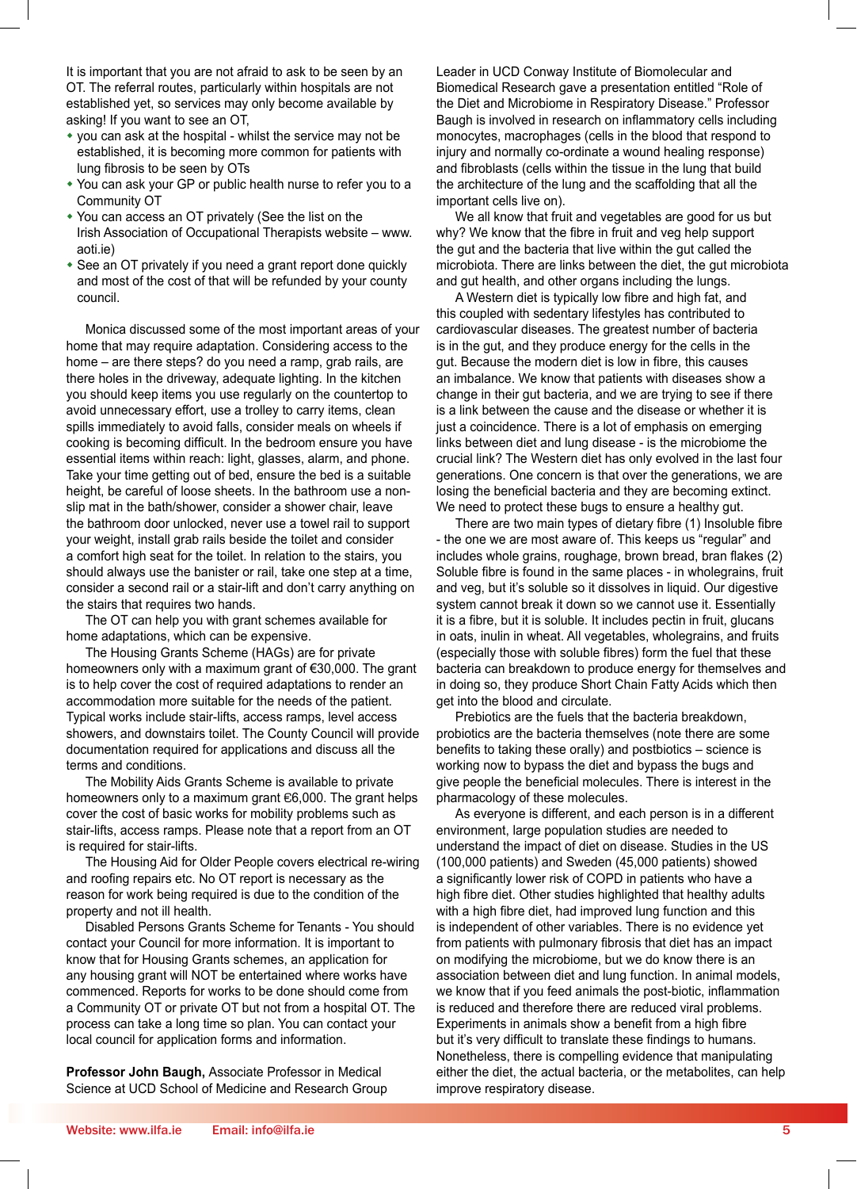It is important that you are not afraid to ask to be seen by an OT. The referral routes, particularly within hospitals are not established yet, so services may only become available by asking! If you want to see an OT,

- you can ask at the hospital - whilst the service may not be established, it is becoming more common for patients with lung fibrosis to be seen by OTs
- You can ask your GP or public health nurse to refer you to a Community OT
- You can access an OT privately (See the list on the Irish Association of Occupational Therapists website – www.aoti.ie)
- See an OT privately if you need a grant report done quickly and most of the cost of that will be refunded by your county council.

Monica discussed some of the most important areas of your home that may require adaptation. Considering access to the home – are there steps? do you need a ramp, grab rails, are there holes in the driveway, adequate lighting. In the kitchen you should keep items you use regularly on the countertop to avoid unnecessary effort, use a trolley to carry items, clean spills immediately to avoid falls, consider meals on wheels if cooking is becoming difficult. In the bedroom ensure you have essential items within reach: light, glasses, alarm, and phone. Take your time getting out of bed, ensure the bed is a suitable height, be careful of loose sheets. In the bathroom use a non-slip mat in the bath/shower, consider a shower chair, leave the bathroom door unlocked, never use a towel rail to support your weight, install grab rails beside the toilet and consider a comfort high seat for the toilet. In relation to the stairs, you should always use the banister or rail, take one step at a time, consider a second rail or a stair-lift and don't carry anything on the stairs that requires two hands.

The OT can help you with grant schemes available for home adaptations, which can be expensive.

The Housing Grants Scheme (HAGs) are for private homeowners only with a maximum grant of €30,000. The grant is to help cover the cost of required adaptations to render an accommodation more suitable for the needs of the patient. Typical works include stair-lifts, access ramps, level access showers, and downstairs toilet. The County Council will provide documentation required for applications and discuss all the terms and conditions.

The Mobility Aids Grants Scheme is available to private homeowners only to a maximum grant €6,000. The grant helps cover the cost of basic works for mobility problems such as stair-lifts, access ramps. Please note that a report from an OT is required for stair-lifts.

The Housing Aid for Older People covers electrical re-wiring and roofing repairs etc. No OT report is necessary as the reason for work being required is due to the condition of the property and not ill health.

Disabled Persons Grants Scheme for Tenants - You should contact your Council for more information. It is important to know that for Housing Grants schemes, an application for any housing grant will NOT be entertained where works have commenced. Reports for works to be done should come from a Community OT or private OT but not from a hospital OT. The process can take a long time so plan. You can contact your local council for application forms and information.

**Professor John Baugh,** Associate Professor in Medical Science at UCD School of Medicine and Research Group Leader in UCD Conway Institute of Biomolecular and Biomedical Research gave a presentation entitled "Role of the Diet and Microbiome in Respiratory Disease." Professor Baugh is involved in research on inflammatory cells including monocytes, macrophages (cells in the blood that respond to injury and normally co-ordinate a wound healing response) and fibroblasts (cells within the tissue in the lung that build the architecture of the lung and the scaffolding that all the important cells live on).

We all know that fruit and vegetables are good for us but why? We know that the fibre in fruit and veg help support the gut and the bacteria that live within the gut called the microbiota. There are links between the diet, the gut microbiota and gut health, and other organs including the lungs.

A Western diet is typically low fibre and high fat, and this coupled with sedentary lifestyles has contributed to cardiovascular diseases. The greatest number of bacteria is in the gut, and they produce energy for the cells in the gut. Because the modern diet is low in fibre, this causes an imbalance. We know that patients with diseases show a change in their gut bacteria, and we are trying to see if there is a link between the cause and the disease or whether it is just a coincidence. There is a lot of emphasis on emerging links between diet and lung disease - is the microbiome the crucial link? The Western diet has only evolved in the last four generations. One concern is that over the generations, we are losing the beneficial bacteria and they are becoming extinct. We need to protect these bugs to ensure a healthy gut.

There are two main types of dietary fibre (1) Insoluble fibre - the one we are most aware of. This keeps us "regular" and includes whole grains, roughage, brown bread, bran flakes (2) Soluble fibre is found in the same places - in wholegrains, fruit and veg, but it's soluble so it dissolves in liquid. Our digestive system cannot break it down so we cannot use it. Essentially it is a fibre, but it is soluble. It includes pectin in fruit, glucans in oats, inulin in wheat. All vegetables, wholegrains, and fruits (especially those with soluble fibres) form the fuel that these bacteria can breakdown to produce energy for themselves and in doing so, they produce Short Chain Fatty Acids which then get into the blood and circulate.

Prebiotics are the fuels that the bacteria breakdown, probiotics are the bacteria themselves (note there are some benefits to taking these orally) and postbiotics – science is working now to bypass the diet and bypass the bugs and give people the beneficial molecules. There is interest in the pharmacology of these molecules.

As everyone is different, and each person is in a different environment, large population studies are needed to understand the impact of diet on disease. Studies in the US (100,000 patients) and Sweden (45,000 patients) showed a significantly lower risk of COPD in patients who have a high fibre diet. Other studies highlighted that healthy adults with a high fibre diet, had improved lung function and this is independent of other variables. There is no evidence yet from patients with pulmonary fibrosis that diet has an impact on modifying the microbiome, but we do know there is an association between diet and lung function. In animal models, we know that if you feed animals the post-biotic, inflammation is reduced and therefore there are reduced viral problems. Experiments in animals show a benefit from a high fibre but it's very difficult to translate these findings to humans. Nonetheless, there is compelling evidence that manipulating either the diet, the actual bacteria, or the metabolites, can help improve respiratory disease.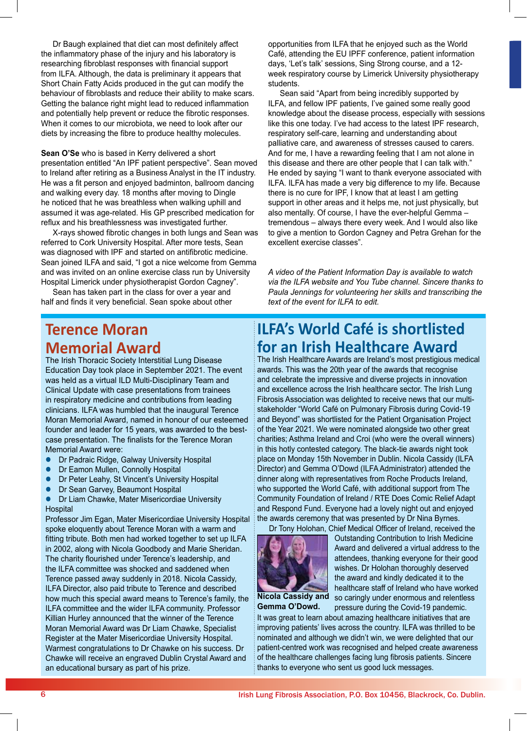Dr Baugh explained that diet can most definitely affect the inflammatory phase of the injury and his laboratory is researching fibroblast responses with financial support from ILFA. Although, the data is preliminary it appears that Short Chain Fatty Acids produced in the gut can modify the behaviour of fibroblasts and reduce their ability to make scars. Getting the balance right might lead to reduced inflammation and potentially help prevent or reduce the fibrotic responses. When it comes to our microbiota, we need to look after our diets by increasing the fibre to produce healthy molecules.

**Sean O'Se** who is based in Kerry delivered a short presentation entitled "An IPF patient perspective". Sean moved to Ireland after retiring as a Business Analyst in the IT industry. He was a fit person and enjoyed badminton, ballroom dancing and walking every day. 18 months after moving to Dingle he noticed that he was breathless when walking uphill and assumed it was age-related. His GP prescribed medication for reflux and his breathlessness was investigated further.

X-rays showed fibrotic changes in both lungs and Sean was referred to Cork University Hospital. After more tests, Sean was diagnosed with IPF and started on antifibrotic medicine. Sean joined ILFA and said, "I got a nice welcome from Gemma and was invited on an online exercise class run by University Hospital Limerick under physiotherapist Gordon Cagney".

Sean has taken part in the class for over a year and half and finds it very beneficial. Sean spoke about other opportunities from ILFA that he enjoyed such as the World Café, attending the EU IPFF conference, patient information days, 'Let's talk' sessions, Sing Strong course, and a 12-week respiratory course by Limerick University physiotherapy students.

Sean said "Apart from being incredibly supported by ILFA, and fellow IPF patients, I've gained some really good knowledge about the disease process, especially with sessions like this one today. I've had access to the latest IPF research, respiratory self-care, learning and understanding about palliative care, and awareness of stresses caused to carers. And for me, I have a rewarding feeling that I am not alone in this disease and there are other people that I can talk with." He ended by saying "I want to thank everyone associated with ILFA. ILFA has made a very big difference to my life. Because there is no cure for IPF, I know that at least I am getting support in other areas and it helps me, not just physically, but also mentally. Of course, I have the ever-helpful Gemma – tremendous – always there every week. And I would also like to give a mention to Gordon Cagney and Petra Grehan for the excellent exercise classes".

*A video of the Patient Information Day is available to watch via the ILFA website and You Tube channel. Sincere thanks to Paula Jennings for volunteering her skills and transcribing the text of the event for ILFA to edit.*

## Terence Moran Memorial Award

The Irish Thoracic Society Interstitial Lung Disease Education Day took place in September 2021. The event was held as a virtual ILD Multi-Disciplinary Team and Clinical Update with case presentations from trainees in respiratory medicine and contributions from leading clinicians. ILFA was humbled that the inaugural Terence Moran Memorial Award, named in honour of our esteemed founder and leader for 15 years, was awarded to the best-case presentation. The finalists for the Terence Moran Memorial Award were:

- Dr Padraic Ridge, Galway University Hospital
- Dr Eamon Mullen, Connolly Hospital
- Dr Peter Leahy, St Vincent's University Hospital
- Dr Sean Garvey, Beaumont Hospital
- Dr Liam Chawke, Mater Misericordiae University Hospital

Professor Jim Egan, Mater Misericordiae University Hospital spoke eloquently about Terence Moran with a warm and fitting tribute. Both men had worked together to set up ILFA in 2002, along with Nicola Goodbody and Marie Sheridan. The charity flourished under Terence's leadership, and the ILFA committee was shocked and saddened when Terence passed away suddenly in 2018. Nicola Cassidy, ILFA Director, also paid tribute to Terence and described how much this special award means to Terence's family, the ILFA committee and the wider ILFA community. Professor Killian Hurley announced that the winner of the Terence Moran Memorial Award was Dr Liam Chawke, Specialist Register at the Mater Misericordiae University Hospital. Warmest congratulations to Dr Chawke on his success. Dr Chawke will receive an engraved Dublin Crystal Award and an educational bursary as part of his prize.

## ILFA's World Café is shortlisted for an Irish Healthcare Award

The Irish Healthcare Awards are Ireland's most prestigious medical awards. This was the 20th year of the awards that recognise and celebrate the impressive and diverse projects in innovation and excellence across the Irish healthcare sector. The Irish Lung Fibrosis Association was delighted to receive news that our multi-stakeholder "World Café on Pulmonary Fibrosis during Covid-19 and Beyond" was shortlisted for the Patient Organisation Project of the Year 2021. We were nominated alongside two other great charities; Asthma Ireland and Croi (who were the overall winners) in this hotly contested category. The black-tie awards night took place on Monday 15th November in Dublin. Nicola Cassidy (ILFA Director) and Gemma O'Dowd (ILFA Administrator) attended the dinner along with representatives from Roche Products Ireland, who supported the World Café, with additional support from The Community Foundation of Ireland / RTE Does Comic Relief Adapt and Respond Fund. Everyone had a lovely night out and enjoyed the awards ceremony that was presented by Dr Nina Byrnes.

Dr Tony Holohan, Chief Medical Officer of Ireland, received the Outstanding Contribution to Irish Medicine Award and delivered a virtual address to the attendees, thanking everyone for their good wishes. Dr Holohan thoroughly deserved the award and kindly dedicated it to the healthcare staff of Ireland who have worked so caringly under enormous and relentless pressure during the Covid-19 pandemic.

**Nicola Cassidy and Gemma O'Dowd.**

It was great to learn about amazing healthcare initiatives that are improving patients' lives across the country. ILFA was thrilled to be nominated and although we didn't win, we were delighted that our patient-centred work was recognised and helped create awareness of the healthcare challenges facing lung fibrosis patients. Sincere thanks to everyone who sent us good luck messages.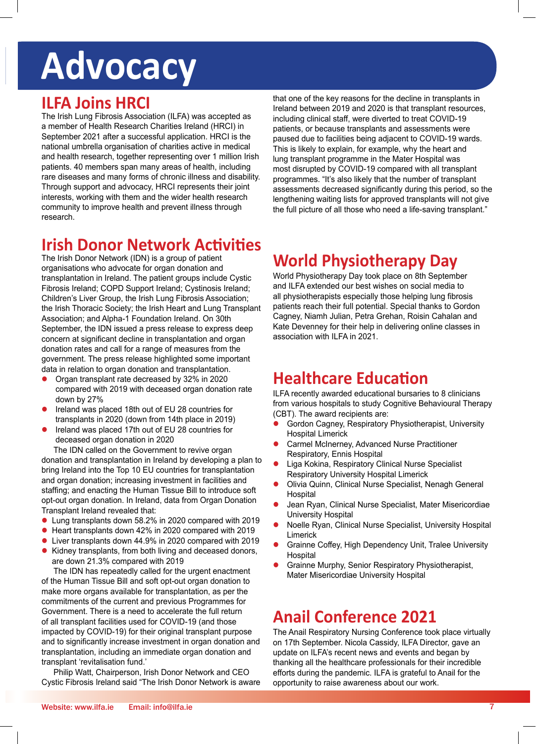# Advocacy

## ILFA Joins HRCI

The Irish Lung Fibrosis Association (ILFA) was accepted as a member of Health Research Charities Ireland (HRCI) in September 2021 after a successful application. HRCI is the national umbrella organisation of charities active in medical and health research, together representing over 1 million Irish patients. 40 members span many areas of health, including rare diseases and many forms of chronic illness and disability. Through support and advocacy, HRCI represents their joint interests, working with them and the wider health research community to improve health and prevent illness through research.

## Irish Donor Network Activities

The Irish Donor Network (IDN) is a group of patient organisations who advocate for organ donation and transplantation in Ireland. The patient groups include Cystic Fibrosis Ireland; COPD Support Ireland; Cystinosis Ireland; Children's Liver Group, the Irish Lung Fibrosis Association; the Irish Thoracic Society; the Irish Heart and Lung Transplant Association; and Alpha-1 Foundation Ireland. On 30th September, the IDN issued a press release to express deep concern at significant decline in transplantation and organ donation rates and call for a range of measures from the government. The press release highlighted some important data in relation to organ donation and transplantation.

- Organ transplant rate decreased by 32% in 2020 compared with 2019 with deceased organ donation rate down by 27%
- Ireland was placed 18th out of EU 28 countries for transplants in 2020 (down from 14th place in 2019)
- Ireland was placed 17th out of EU 28 countries for deceased organ donation in 2020

The IDN called on the Government to revive organ donation and transplantation in Ireland by developing a plan to bring Ireland into the Top 10 EU countries for transplantation and organ donation; increasing investment in facilities and staffing; and enacting the Human Tissue Bill to introduce soft opt-out organ donation. In Ireland, data from Organ Donation Transplant Ireland revealed that:

- Lung transplants down 58.2% in 2020 compared with 2019
- Heart transplants down 42% in 2020 compared with 2019
- Liver transplants down 44.9% in 2020 compared with 2019
- Kidney transplants, from both living and deceased donors, are down 21.3% compared with 2019

The IDN has repeatedly called for the urgent enactment of the Human Tissue Bill and soft opt-out organ donation to make more organs available for transplantation, as per the commitments of the current and previous Programmes for Government. There is a need to accelerate the full return of all transplant facilities used for COVID-19 (and those impacted by COVID-19) for their original transplant purpose and to significantly increase investment in organ donation and transplantation, including an immediate organ donation and transplant 'revitalisation fund.'

Philip Watt, Chairperson, Irish Donor Network and CEO Cystic Fibrosis Ireland said "The Irish Donor Network is aware that one of the key reasons for the decline in transplants in Ireland between 2019 and 2020 is that transplant resources, including clinical staff, were diverted to treat COVID-19 patients, or because transplants and assessments were paused due to facilities being adjacent to COVID-19 wards. This is likely to explain, for example, why the heart and lung transplant programme in the Mater Hospital was most disrupted by COVID-19 compared with all transplant programmes. "It's also likely that the number of transplant assessments decreased significantly during this period, so the lengthening waiting lists for approved transplants will not give the full picture of all those who need a life-saving transplant."

## World Physiotherapy Day

World Physiotherapy Day took place on 8th September and ILFA extended our best wishes on social media to all physiotherapists especially those helping lung fibrosis patients reach their full potential. Special thanks to Gordon Cagney, Niamh Julian, Petra Grehan, Roisin Cahalan and Kate Devenney for their help in delivering online classes in association with ILFA in 2021.

## Healthcare Education

ILFA recently awarded educational bursaries to 8 clinicians from various hospitals to study Cognitive Behavioural Therapy (CBT). The award recipients are:

- Gordon Cagney, Respiratory Physiotherapist, University Hospital Limerick
- Carmel McInerney, Advanced Nurse Practitioner Respiratory, Ennis Hospital
- Liga Kokina, Respiratory Clinical Nurse Specialist Respiratory University Hospital Limerick
- Olivia Quinn, Clinical Nurse Specialist, Nenagh General Hospital
- Jean Ryan, Clinical Nurse Specialist, Mater Misericordiae University Hospital
- Noelle Ryan, Clinical Nurse Specialist, University Hospital Limerick
- Grainne Coffey, High Dependency Unit, Tralee University Hospital
- Grainne Murphy, Senior Respiratory Physiotherapist, Mater Misericordiae University Hospital

## Anail Conference 2021

The Anail Respiratory Nursing Conference took place virtually on 17th September. Nicola Cassidy, ILFA Director, gave an update on ILFA's recent news and events and began by thanking all the healthcare professionals for their incredible efforts during the pandemic. ILFA is grateful to Anail for the opportunity to raise awareness about our work.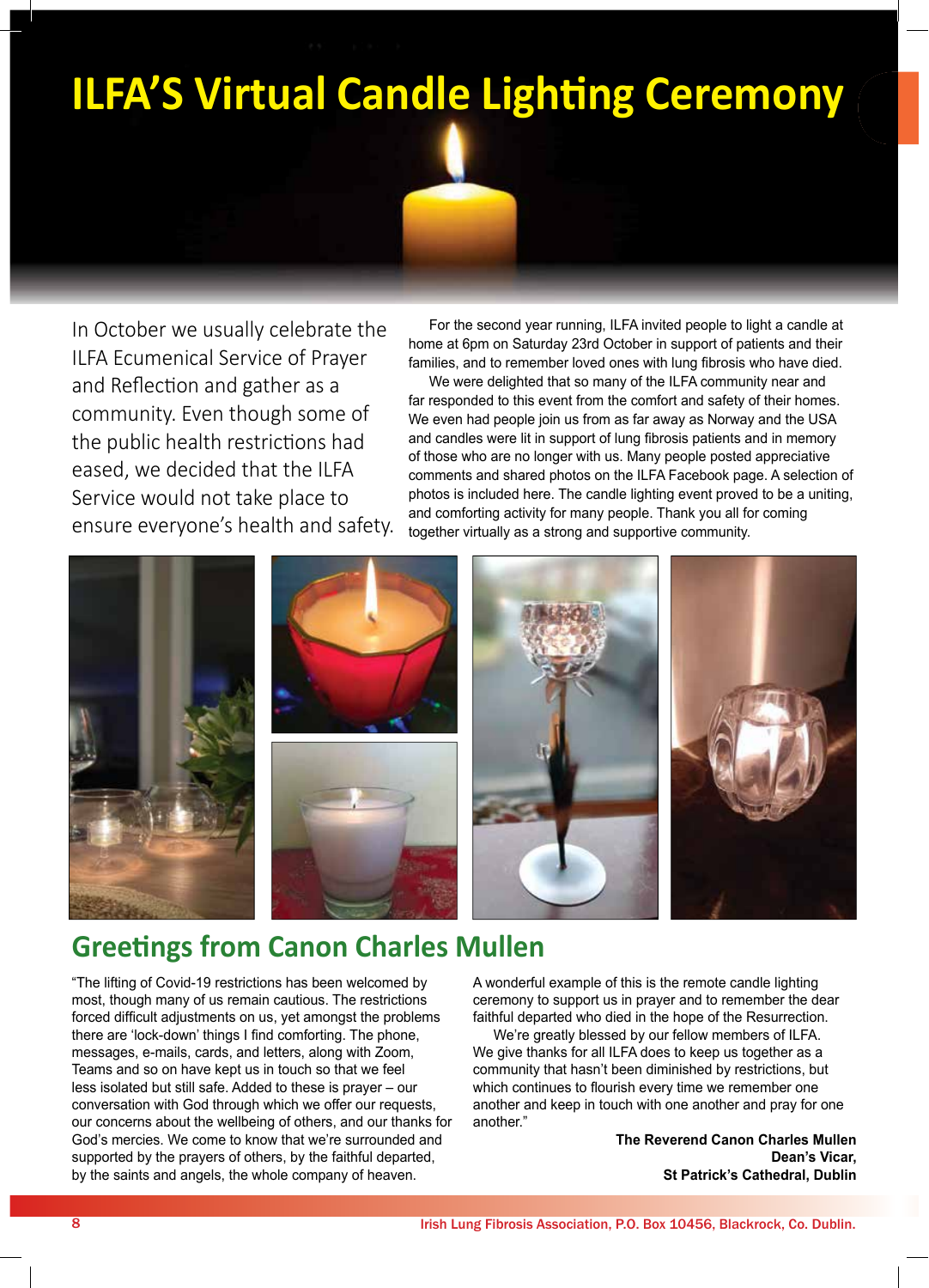# ILFA'S Virtual Candle Lighting Ceremony

In October we usually celebrate the ILFA Ecumenical Service of Prayer and Reflection and gather as a community. Even though some of the public health restrictions had eased, we decided that the ILFA Service would not take place to ensure everyone's health and safety.

For the second year running, ILFA invited people to light a candle at home at 6pm on Saturday 23rd October in support of patients and their families, and to remember loved ones with lung fibrosis who have died.

We were delighted that so many of the ILFA community near and far responded to this event from the comfort and safety of their homes. We even had people join us from as far away as Norway and the USA and candles were lit in support of lung fibrosis patients and in memory of those who are no longer with us. Many people posted appreciative comments and shared photos on the ILFA Facebook page. A selection of photos is included here. The candle lighting event proved to be a uniting, and comforting activity for many people. Thank you all for coming together virtually as a strong and supportive community.

## Greetings from Canon Charles Mullen

"The lifting of Covid-19 restrictions has been welcomed by most, though many of us remain cautious. The restrictions forced difficult adjustments on us, yet amongst the problems there are 'lock-down' things I find comforting. The phone, messages, e-mails, cards, and letters, along with Zoom, Teams and so on have kept us in touch so that we feel less isolated but still safe. Added to these is prayer – our conversation with God through which we offer our requests, our concerns about the wellbeing of others, and our thanks for God's mercies. We come to know that we're surrounded and supported by the prayers of others, by the faithful departed, by the saints and angels, the whole company of heaven.

A wonderful example of this is the remote candle lighting ceremony to support us in prayer and to remember the dear faithful departed who died in the hope of the Resurrection.

We're greatly blessed by our fellow members of ILFA. We give thanks for all ILFA does to keep us together as a community that hasn't been diminished by restrictions, but which continues to flourish every time we remember one another and keep in touch with one another and pray for one another."

**The Reverend Canon Charles Mullen**
**Dean's Vicar,**
**St Patrick's Cathedral, Dublin**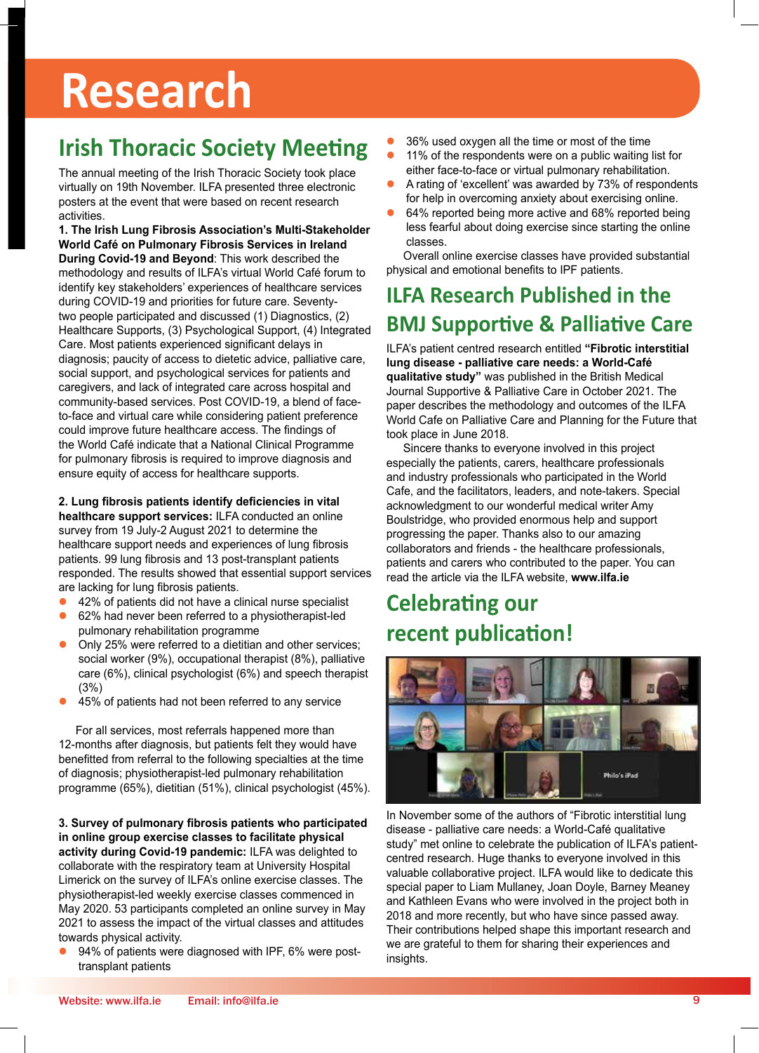# Research

## Irish Thoracic Society Meeting

The annual meeting of the Irish Thoracic Society took place virtually on 19th November. ILFA presented three electronic posters at the event that were based on recent research activities.

**1. The Irish Lung Fibrosis Association's Multi-Stakeholder World Café on Pulmonary Fibrosis Services in Ireland During Covid-19 and Beyond**: This work described the methodology and results of ILFA's virtual World Café forum to identify key stakeholders' experiences of healthcare services during COVID-19 and priorities for future care. Seventy-two people participated and discussed (1) Diagnostics, (2) Healthcare Supports, (3) Psychological Support, (4) Integrated Care. Most patients experienced significant delays in diagnosis; paucity of access to dietetic advice, palliative care, social support, and psychological services for patients and caregivers, and lack of integrated care across hospital and community-based services. Post COVID-19, a blend of face-to-face and virtual care while considering patient preference could improve future healthcare access. The findings of the World Café indicate that a National Clinical Programme for pulmonary fibrosis is required to improve diagnosis and ensure equity of access for healthcare supports.

**2. Lung fibrosis patients identify deficiencies in vital healthcare support services:** ILFA conducted an online survey from 19 July-2 August 2021 to determine the healthcare support needs and experiences of lung fibrosis patients. 99 lung fibrosis and 13 post-transplant patients responded. The results showed that essential support services are lacking for lung fibrosis patients.

- 42% of patients did not have a clinical nurse specialist
- 62% had never been referred to a physiotherapist-led pulmonary rehabilitation programme
- Only 25% were referred to a dietitian and other services; social worker (9%), occupational therapist (8%), palliative care (6%), clinical psychologist (6%) and speech therapist (3%)
- 45% of patients had not been referred to any service

For all services, most referrals happened more than 12-months after diagnosis, but patients felt they would have benefitted from referral to the following specialties at the time of diagnosis; physiotherapist-led pulmonary rehabilitation programme (65%), dietitian (51%), clinical psychologist (45%).

**3. Survey of pulmonary fibrosis patients who participated in online group exercise classes to facilitate physical activity during Covid-19 pandemic:** ILFA was delighted to collaborate with the respiratory team at University Hospital Limerick on the survey of ILFA's online exercise classes. The physiotherapist-led weekly exercise classes commenced in May 2020. 53 participants completed an online survey in May 2021 to assess the impact of the virtual classes and attitudes towards physical activity.

- 94% of patients were diagnosed with IPF, 6% were post-transplant patients
- 36% used oxygen all the time or most of the time
- 11% of the respondents were on a public waiting list for either face-to-face or virtual pulmonary rehabilitation.
- A rating of 'excellent' was awarded by 73% of respondents for help in overcoming anxiety about exercising online.
- 64% reported being more active and 68% reported being less fearful about doing exercise since starting the online classes.

Overall online exercise classes have provided substantial physical and emotional benefits to IPF patients.

## ILFA Research Published in the BMJ Supportive & Palliative Care

ILFA's patient centred research entitled **"Fibrotic interstitial lung disease - palliative care needs: a World-Café qualitative study"** was published in the British Medical Journal Supportive & Palliative Care in October 2021. The paper describes the methodology and outcomes of the ILFA World Cafe on Palliative Care and Planning for the Future that took place in June 2018.

Sincere thanks to everyone involved in this project especially the patients, carers, healthcare professionals and industry professionals who participated in the World Cafe, and the facilitators, leaders, and note-takers. Special acknowledgment to our wonderful medical writer Amy Boulstridge, who provided enormous help and support progressing the paper. Thanks also to our amazing collaborators and friends - the healthcare professionals, patients and carers who contributed to the paper. You can read the article via the ILFA website, **www.ilfa.ie**

## Celebrating our recent publication!

In November some of the authors of "Fibrotic interstitial lung disease - palliative care needs: a World-Café qualitative study" met online to celebrate the publication of ILFA's patient-centred research. Huge thanks to everyone involved in this valuable collaborative project. ILFA would like to dedicate this special paper to Liam Mullaney, Joan Doyle, Barney Meaney and Kathleen Evans who were involved in the project both in 2018 and more recently, but who have since passed away. Their contributions helped shape this important research and we are grateful to them for sharing their experiences and insights.

Website: www.ilfa.ie Email: info@ilfa.ie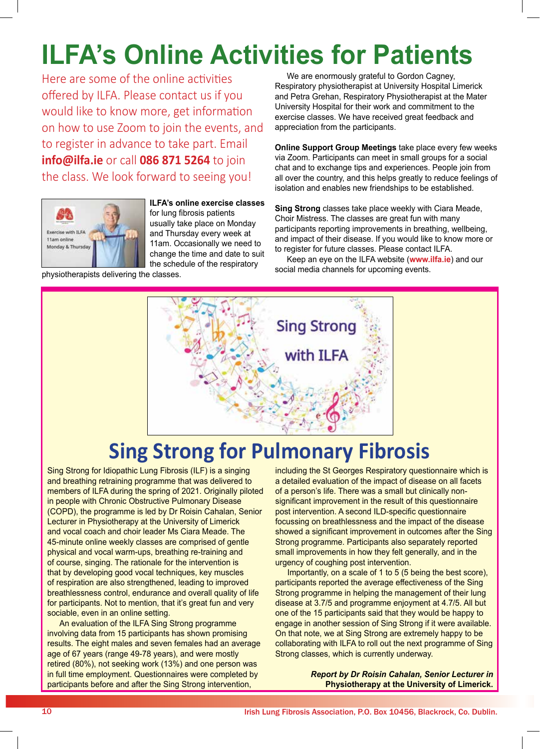# ILFA's Online Activities for Patients

Here are some of the online activities offered by ILFA. Please contact us if you would like to know more, get information on how to use Zoom to join the events, and to register in advance to take part. Email **info@ilfa.ie** or call **086 871 5264** to join the class. We look forward to seeing you!

**ILFA's online exercise classes** for lung fibrosis patients usually take place on Monday and Thursday every week at 11am. Occasionally we need to change the time and date to suit the schedule of the respiratory physiotherapists delivering the classes.

We are enormously grateful to Gordon Cagney, Respiratory physiotherapist at University Hospital Limerick and Petra Grehan, Respiratory Physiotherapist at the Mater University Hospital for their work and commitment to the exercise classes. We have received great feedback and appreciation from the participants.

**Online Support Group Meetings** take place every few weeks via Zoom. Participants can meet in small groups for a social chat and to exchange tips and experiences. People join from all over the country, and this helps greatly to reduce feelings of isolation and enables new friendships to be established.

**Sing Strong** classes take place weekly with Ciara Meade, Choir Mistress. The classes are great fun with many participants reporting improvements in breathing, wellbeing, and impact of their disease. If you would like to know more or to register for future classes. Please contact ILFA.

Keep an eye on the ILFA website (**www.ilfa.ie**) and our social media channels for upcoming events.

## Sing Strong for Pulmonary Fibrosis

Sing Strong for Idiopathic Lung Fibrosis (ILF) is a singing and breathing retraining programme that was delivered to members of ILFA during the spring of 2021. Originally piloted in people with Chronic Obstructive Pulmonary Disease (COPD), the programme is led by Dr Roisin Cahalan, Senior Lecturer in Physiotherapy at the University of Limerick and vocal coach and choir leader Ms Ciara Meade. The 45-minute online weekly classes are comprised of gentle physical and vocal warm-ups, breathing re-training and of course, singing. The rationale for the intervention is that by developing good vocal techniques, key muscles of respiration are also strengthened, leading to improved breathlessness control, endurance and overall quality of life for participants. Not to mention, that it's great fun and very sociable, even in an online setting.

An evaluation of the ILFA Sing Strong programme involving data from 15 participants has shown promising results. The eight males and seven females had an average age of 67 years (range 49-78 years), and were mostly retired (80%), not seeking work (13%) and one person was in full time employment. Questionnaires were completed by participants before and after the Sing Strong intervention, including the St Georges Respiratory questionnaire which is a detailed evaluation of the impact of disease on all facets of a person's life. There was a small but clinically non-significant improvement in the result of this questionnaire post intervention. A second ILD-specific questionnaire focussing on breathlessness and the impact of the disease showed a significant improvement in outcomes after the Sing Strong programme. Participants also separately reported small improvements in how they felt generally, and in the urgency of coughing post intervention.

Importantly, on a scale of 1 to 5 (5 being the best score), participants reported the average effectiveness of the Sing Strong programme in helping the management of their lung disease at 3.7/5 and programme enjoyment at 4.7/5. All but one of the 15 participants said that they would be happy to engage in another session of Sing Strong if it were available. On that note, we at Sing Strong are extremely happy to be collaborating with ILFA to roll out the next programme of Sing Strong classes, which is currently underway.

***Report by Dr Roisin Cahalan, Senior Lecturer in Physiotherapy at the University of Limerick.***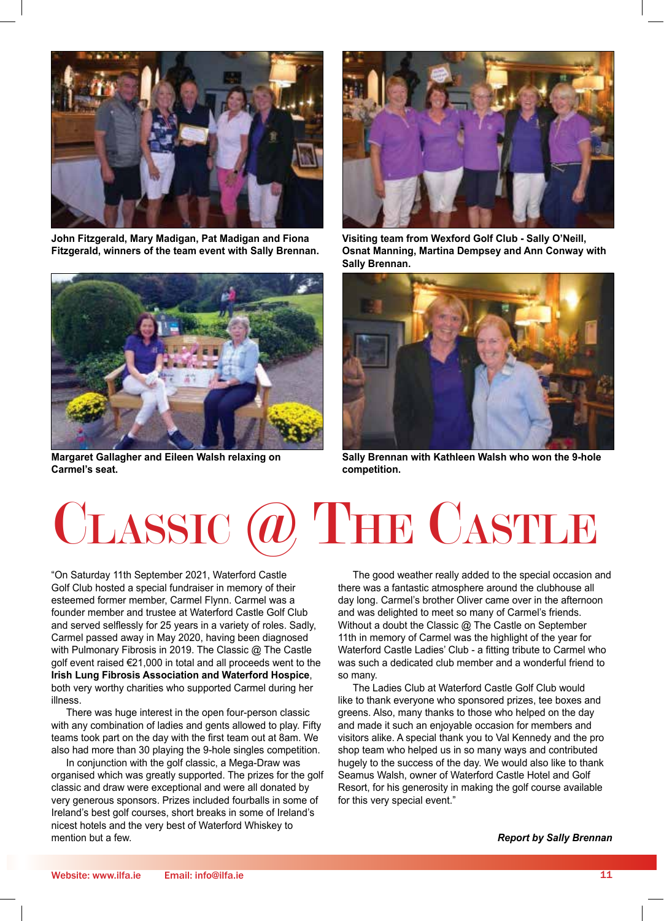John Fitzgerald, Mary Madigan, Pat Madigan and Fiona Fitzgerald, winners of the team event with Sally Brennan.

Visiting team from Wexford Golf Club - Sally O'Neill, Osnat Manning, Martina Dempsey and Ann Conway with Sally Brennan.

Margaret Gallagher and Eileen Walsh relaxing on Carmel's seat.

Sally Brennan with Kathleen Walsh who won the 9-hole competition.

# Classic @ The Castle

"On Saturday 11th September 2021, Waterford Castle Golf Club hosted a special fundraiser in memory of their esteemed former member, Carmel Flynn. Carmel was a founder member and trustee at Waterford Castle Golf Club and served selflessly for 25 years in a variety of roles. Sadly, Carmel passed away in May 2020, having been diagnosed with Pulmonary Fibrosis in 2019. The Classic @ The Castle golf event raised €21,000 in total and all proceeds went to the **Irish Lung Fibrosis Association and Waterford Hospice**, both very worthy charities who supported Carmel during her illness.

There was huge interest in the open four-person classic with any combination of ladies and gents allowed to play. Fifty teams took part on the day with the first team out at 8am. We also had more than 30 playing the 9-hole singles competition.

In conjunction with the golf classic, a Mega-Draw was organised which was greatly supported. The prizes for the golf classic and draw were exceptional and were all donated by very generous sponsors. Prizes included fourballs in some of Ireland's best golf courses, short breaks in some of Ireland's nicest hotels and the very best of Waterford Whiskey to mention but a few.

The good weather really added to the special occasion and there was a fantastic atmosphere around the clubhouse all day long. Carmel's brother Oliver came over in the afternoon and was delighted to meet so many of Carmel's friends. Without a doubt the Classic @ The Castle on September 11th in memory of Carmel was the highlight of the year for Waterford Castle Ladies' Club - a fitting tribute to Carmel who was such a dedicated club member and a wonderful friend to so many.

The Ladies Club at Waterford Castle Golf Club would like to thank everyone who sponsored prizes, tee boxes and greens. Also, many thanks to those who helped on the day and made it such an enjoyable occasion for members and visitors alike. A special thank you to Val Kennedy and the pro shop team who helped us in so many ways and contributed hugely to the success of the day. We would also like to thank Seamus Walsh, owner of Waterford Castle Hotel and Golf Resort, for his generosity in making the golf course available for this very special event."

***Report by Sally Brennan***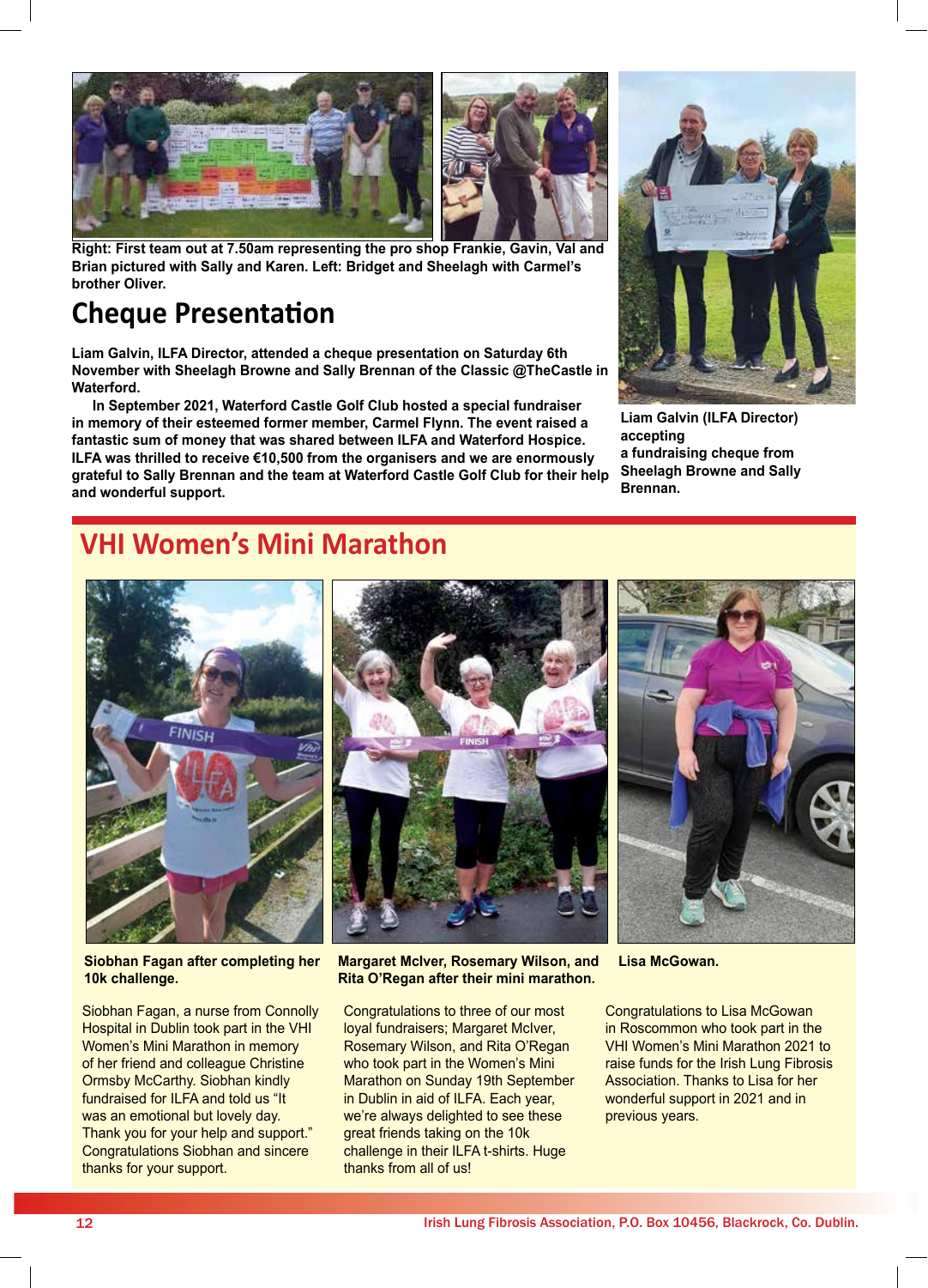**Right: First team out at 7.50am representing the pro shop Frankie, Gavin, Val and Brian pictured with Sally and Karen. Left: Bridget and Sheelagh with Carmel's brother Oliver.**

## Cheque Presentation

**Liam Galvin, ILFA Director, attended a cheque presentation on Saturday 6th November with Sheelagh Browne and Sally Brennan of the Classic @TheCastle in Waterford.**

**In September 2021, Waterford Castle Golf Club hosted a special fundraiser in memory of their esteemed former member, Carmel Flynn. The event raised a fantastic sum of money that was shared between ILFA and Waterford Hospice. ILFA was thrilled to receive €10,500 from the organisers and we are enormously grateful to Sally Brennan and the team at Waterford Castle Golf Club for their help and wonderful support.**

**Liam Galvin (ILFA Director) accepting a fundraising cheque from Sheelagh Browne and Sally Brennan.**

## VHI Women's Mini Marathon

**Siobhan Fagan after completing her 10k challenge.**

Siobhan Fagan, a nurse from Connolly Hospital in Dublin took part in the VHI Women's Mini Marathon in memory of her friend and colleague Christine Ormsby McCarthy. Siobhan kindly fundraised for ILFA and told us "It was an emotional but lovely day. Thank you for your help and support." Congratulations Siobhan and sincere thanks for your support.

**Margaret McIver, Rosemary Wilson, and Rita O'Regan after their mini marathon.**

Congratulations to three of our most loyal fundraisers; Margaret McIver, Rosemary Wilson, and Rita O'Regan who took part in the Women's Mini Marathon on Sunday 19th September in Dublin in aid of ILFA. Each year, we're always delighted to see these great friends taking on the 10k challenge in their ILFA t-shirts. Huge thanks from all of us!

**Lisa McGowan.**

Congratulations to Lisa McGowan in Roscommon who took part in the VHI Women's Mini Marathon 2021 to raise funds for the Irish Lung Fibrosis Association. Thanks to Lisa for her wonderful support in 2021 and in previous years.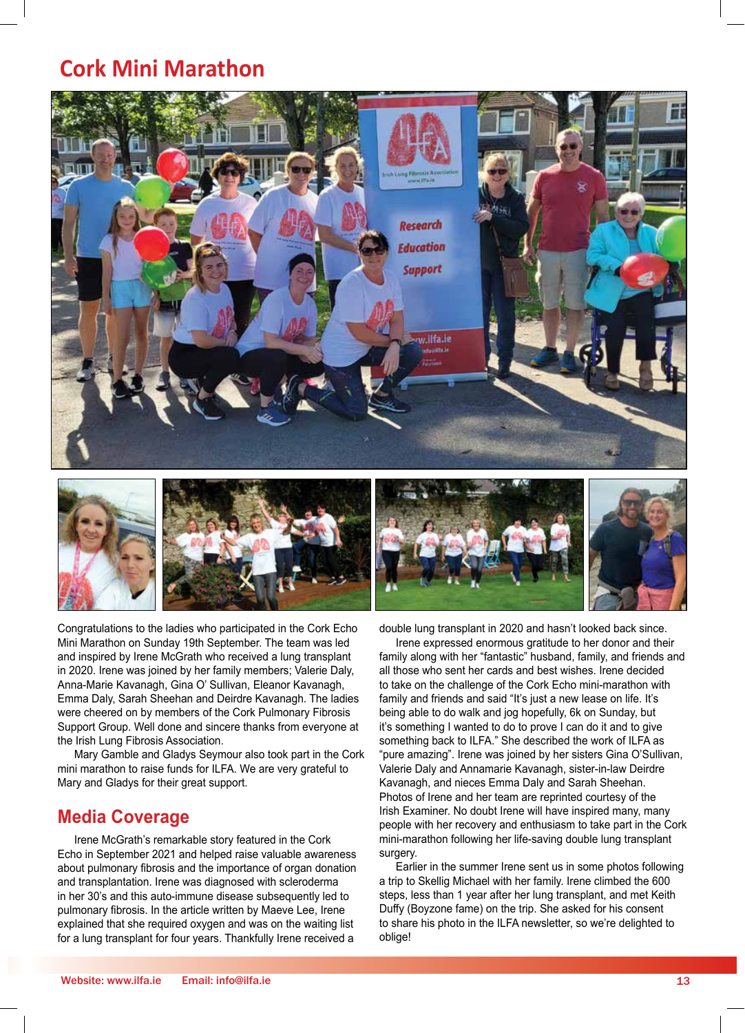# Cork Mini Marathon

Congratulations to the ladies who participated in the Cork Echo Mini Marathon on Sunday 19th September. The team was led and inspired by Irene McGrath who received a lung transplant in 2020. Irene was joined by her family members; Valerie Daly, Anna-Marie Kavanagh, Gina O' Sullivan, Eleanor Kavanagh, Emma Daly, Sarah Sheehan and Deirdre Kavanagh. The ladies were cheered on by members of the Cork Pulmonary Fibrosis Support Group. Well done and sincere thanks from everyone at the Irish Lung Fibrosis Association.

Mary Gamble and Gladys Seymour also took part in the Cork mini marathon to raise funds for ILFA. We are very grateful to Mary and Gladys for their great support.

## Media Coverage

Irene McGrath's remarkable story featured in the Cork Echo in September 2021 and helped raise valuable awareness about pulmonary fibrosis and the importance of organ donation and transplantation. Irene was diagnosed with scleroderma in her 30's and this auto-immune disease subsequently led to pulmonary fibrosis. In the article written by Maeve Lee, Irene explained that she required oxygen and was on the waiting list for a lung transplant for four years. Thankfully Irene received a double lung transplant in 2020 and hasn't looked back since.

Irene expressed enormous gratitude to her donor and their family along with her "fantastic" husband, family, and friends and all those who sent her cards and best wishes. Irene decided to take on the challenge of the Cork Echo mini-marathon with family and friends and said "It's just a new lease on life. It's being able to do walk and jog hopefully, 6k on Sunday, but it's something I wanted to do to prove I can do it and to give something back to ILFA." She described the work of ILFA as "pure amazing". Irene was joined by her sisters Gina O'Sullivan, Valerie Daly and Annamarie Kavanagh, sister-in-law Deirdre Kavanagh, and nieces Emma Daly and Sarah Sheehan. Photos of Irene and her team are reprinted courtesy of the Irish Examiner. No doubt Irene will have inspired many, many people with her recovery and enthusiasm to take part in the Cork mini-marathon following her life-saving double lung transplant surgery.

Earlier in the summer Irene sent us in some photos following a trip to Skellig Michael with her family. Irene climbed the 600 steps, less than 1 year after her lung transplant, and met Keith Duffy (Boyzone fame) on the trip. She asked for his consent to share his photo in the ILFA newsletter, so we're delighted to oblige!

Website: www.ilfa.ie Email: info@ilfa.ie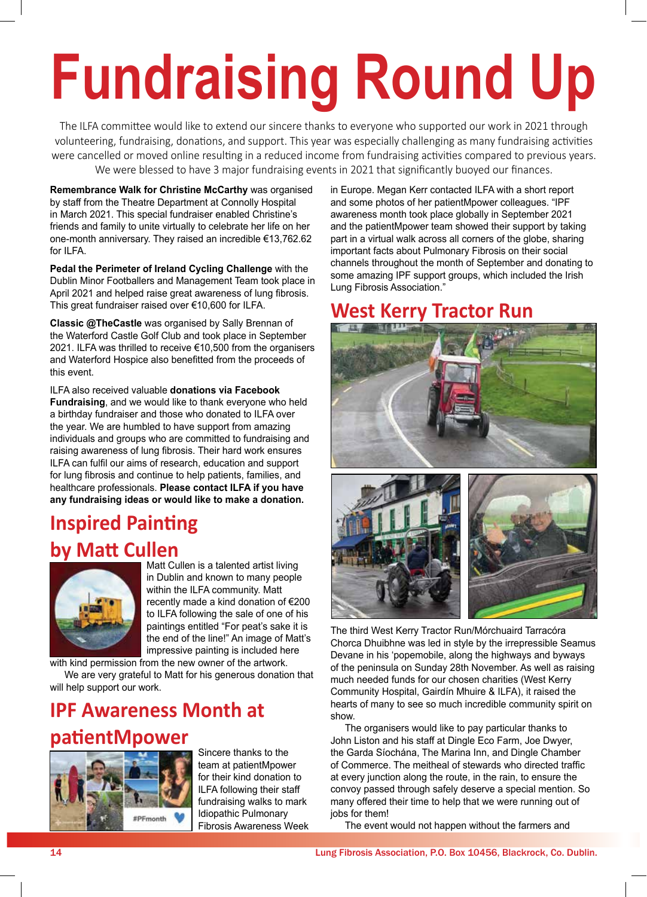# Fundraising Round Up

The ILFA committee would like to extend our sincere thanks to everyone who supported our work in 2021 through volunteering, fundraising, donations, and support. This year was especially challenging as many fundraising activities were cancelled or moved online resulting in a reduced income from fundraising activities compared to previous years. We were blessed to have 3 major fundraising events in 2021 that significantly buoyed our finances.

**Remembrance Walk for Christine McCarthy** was organised by staff from the Theatre Department at Connolly Hospital in March 2021. This special fundraiser enabled Christine's friends and family to unite virtually to celebrate her life on her one-month anniversary. They raised an incredible €13,762.62 for ILFA.

**Pedal the Perimeter of Ireland Cycling Challenge** with the Dublin Minor Footballers and Management Team took place in April 2021 and helped raise great awareness of lung fibrosis. This great fundraiser raised over €10,600 for ILFA.

**Classic @TheCastle** was organised by Sally Brennan of the Waterford Castle Golf Club and took place in September 2021. ILFA was thrilled to receive €10,500 from the organisers and Waterford Hospice also benefitted from the proceeds of this event.

ILFA also received valuable **donations via Facebook Fundraising**, and we would like to thank everyone who held a birthday fundraiser and those who donated to ILFA over the year. We are humbled to have support from amazing individuals and groups who are committed to fundraising and raising awareness of lung fibrosis. Their hard work ensures ILFA can fulfil our aims of research, education and support for lung fibrosis and continue to help patients, families, and healthcare professionals. **Please contact ILFA if you have any fundraising ideas or would like to make a donation.**

## Inspired Painting by Matt Cullen

Matt Cullen is a talented artist living in Dublin and known to many people within the ILFA community. Matt recently made a kind donation of €200 to ILFA following the sale of one of his paintings entitled "For peat's sake it is the end of the line!" An image of Matt's impressive painting is included here with kind permission from the new owner of the artwork.

We are very grateful to Matt for his generous donation that will help support our work.

## IPF Awareness Month at patientMpower

Sincere thanks to the team at patientMpower for their kind donation to ILFA following their staff fundraising walks to mark Idiopathic Pulmonary Fibrosis Awareness Week in Europe. Megan Kerr contacted ILFA with a short report and some photos of her patientMpower colleagues. "IPF awareness month took place globally in September 2021 and the patientMpower team showed their support by taking part in a virtual walk across all corners of the globe, sharing important facts about Pulmonary Fibrosis on their social channels throughout the month of September and donating to some amazing IPF support groups, which included the Irish Lung Fibrosis Association."

## West Kerry Tractor Run

The third West Kerry Tractor Run/Mórchuaird Tarracóra Chorca Dhuibhne was led in style by the irrepressible Seamus Devane in his 'popemobile, along the highways and byways of the peninsula on Sunday 28th November. As well as raising much needed funds for our chosen charities (West Kerry Community Hospital, Gairdín Mhuire & ILFA), it raised the hearts of many to see so much incredible community spirit on show.

The organisers would like to pay particular thanks to John Liston and his staff at Dingle Eco Farm, Joe Dwyer, the Garda Síochána, The Marina Inn, and Dingle Chamber of Commerce. The meitheal of stewards who directed traffic at every junction along the route, in the rain, to ensure the convoy passed through safely deserve a special mention. So many offered their time to help that we were running out of jobs for them!

The event would not happen without the farmers and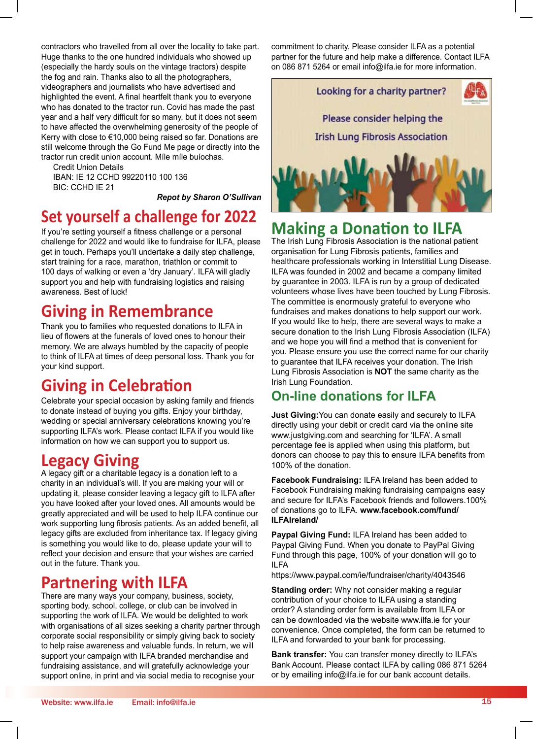contractors who travelled from all over the locality to take part. Huge thanks to the one hundred individuals who showed up (especially the hardy souls on the vintage tractors) despite the fog and rain. Thanks also to all the photographers, videographers and journalists who have advertised and highlighted the event. A final heartfelt thank you to everyone who has donated to the tractor run. Covid has made the past year and a half very difficult for so many, but it does not seem to have affected the overwhelming generosity of the people of Kerry with close to €10,000 being raised so far. Donations are still welcome through the Go Fund Me page or directly into the tractor run credit union account. Míle míle buíochas.

Credit Union Details
IBAN: IE 12 CCHD 99220110 100 136
BIC: CCHD IE 21

***Repot by Sharon O'Sullivan***

## Set yourself a challenge for 2022

If you're setting yourself a fitness challenge or a personal challenge for 2022 and would like to fundraise for ILFA, please get in touch. Perhaps you'll undertake a daily step challenge, start training for a race, marathon, triathlon or commit to 100 days of walking or even a 'dry January'. ILFA will gladly support you and help with fundraising logistics and raising awareness. Best of luck!

## Giving in Remembrance

Thank you to families who requested donations to ILFA in lieu of flowers at the funerals of loved ones to honour their memory. We are always humbled by the capacity of people to think of ILFA at times of deep personal loss. Thank you for your kind support.

## Giving in Celebration

Celebrate your special occasion by asking family and friends to donate instead of buying you gifts. Enjoy your birthday, wedding or special anniversary celebrations knowing you're supporting ILFA's work. Please contact ILFA if you would like information on how we can support you to support us.

## Legacy Giving

A legacy gift or a charitable legacy is a donation left to a charity in an individual's will. If you are making your will or updating it, please consider leaving a legacy gift to ILFA after you have looked after your loved ones. All amounts would be greatly appreciated and will be used to help ILFA continue our work supporting lung fibrosis patients. As an added benefit, all legacy gifts are excluded from inheritance tax. If legacy giving is something you would like to do, please update your will to reflect your decision and ensure that your wishes are carried out in the future. Thank you.

## Partnering with ILFA

There are many ways your company, business, society, sporting body, school, college, or club can be involved in supporting the work of ILFA. We would be delighted to work with organisations of all sizes seeking a charity partner through corporate social responsibility or simply giving back to society to help raise awareness and valuable funds. In return, we will support your campaign with ILFA branded merchandise and fundraising assistance, and will gratefully acknowledge your support online, in print and via social media to recognise your commitment to charity. Please consider ILFA as a potential partner for the future and help make a difference. Contact ILFA on 086 871 5264 or email info@ilfa.ie for more information.

Looking for a charity partner?

Please consider helping the Irish Lung Fibrosis Association

## Making a Donation to ILFA

The Irish Lung Fibrosis Association is the national patient organisation for Lung Fibrosis patients, families and healthcare professionals working in Interstitial Lung Disease. ILFA was founded in 2002 and became a company limited by guarantee in 2003. ILFA is run by a group of dedicated volunteers whose lives have been touched by Lung Fibrosis. The committee is enormously grateful to everyone who fundraises and makes donations to help support our work. If you would like to help, there are several ways to make a secure donation to the Irish Lung Fibrosis Association (ILFA) and we hope you will find a method that is convenient for you. Please ensure you use the correct name for our charity to guarantee that ILFA receives your donation. The Irish Lung Fibrosis Association is **NOT** the same charity as the Irish Lung Foundation.

## On-line donations for ILFA

**Just Giving:** You can donate easily and securely to ILFA directly using your debit or credit card via the online site www.justgiving.com and searching for 'ILFA'. A small percentage fee is applied when using this platform, but donors can choose to pay this to ensure ILFA benefits from 100% of the donation.

**Facebook Fundraising:** ILFA Ireland has been added to Facebook Fundraising making fundraising campaigns easy and secure for ILFA's Facebook friends and followers.100% of donations go to ILFA. **www.facebook.com/fund/ILFAIreland/**

**Paypal Giving Fund:** ILFA Ireland has been added to Paypal Giving Fund. When you donate to PayPal Giving Fund through this page, 100% of your donation will go to ILFA
https://www.paypal.com/ie/fundraiser/charity/4043546

**Standing order:** Why not consider making a regular contribution of your choice to ILFA using a standing order? A standing order form is available from ILFA or can be downloaded via the website www.ilfa.ie for your convenience. Once completed, the form can be returned to ILFA and forwarded to your bank for processing.

**Bank transfer:** You can transfer money directly to ILFA's Bank Account. Please contact ILFA by calling 086 871 5264 or by emailing info@ilfa.ie for our bank account details.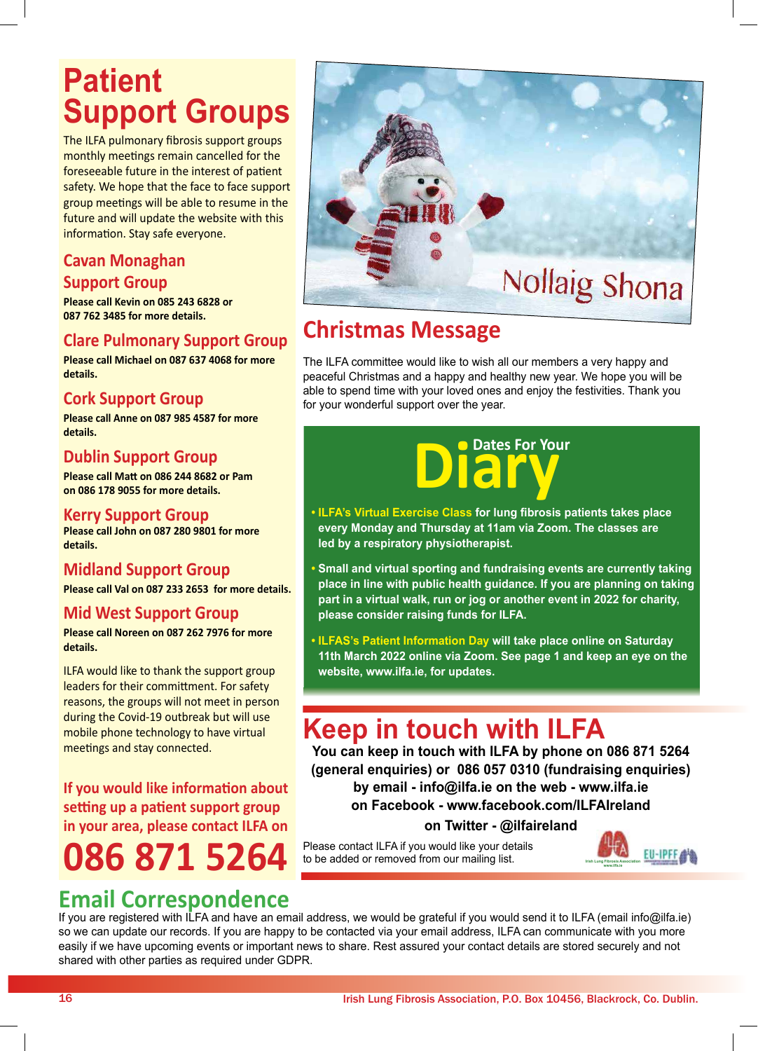# Patient Support Groups

The ILFA pulmonary fibrosis support groups monthly meetings remain cancelled for the foreseeable future in the interest of patient safety. We hope that the face to face support group meetings will be able to resume in the future and will update the website with this information. Stay safe everyone.

## Cavan Monaghan Support Group

**Please call Kevin on 085 243 6828 or 087 762 3485 for more details.**

## Clare Pulmonary Support Group

**Please call Michael on 087 637 4068 for more details.**

## Cork Support Group

**Please call Anne on 087 985 4587 for more details.**

## Dublin Support Group

**Please call Matt on 086 244 8682 or Pam on 086 178 9055 for more details.**

## Kerry Support Group

**Please call John on 087 280 9801 for more details.**

## Midland Support Group

**Please call Val on 087 233 2653 for more details.**

## Mid West Support Group

**Please call Noreen on 087 262 7976 for more details.**

ILFA would like to thank the support group leaders for their committment. For safety reasons, the groups will not meet in person during the Covid-19 outbreak but will use mobile phone technology to have virtual meetings and stay connected.

**If you would like information about setting up a patient support group in your area, please contact ILFA on**

# 086 871 5264

Nollaig Shona

## Christmas Message

The ILFA committee would like to wish all our members a very happy and peaceful Christmas and a happy and healthy new year. We hope you will be able to spend time with your loved ones and enjoy the festivities. Thank you for your wonderful support over the year.

## Dates For Your Diary

- **ILFA's Virtual Exercise Class for lung fibrosis patients takes place every Monday and Thursday at 11am via Zoom. The classes are led by a respiratory physiotherapist.**
- **Small and virtual sporting and fundraising events are currently taking place in line with public health guidance. If you are planning on taking part in a virtual walk, run or jog or another event in 2022 for charity, please consider raising funds for ILFA.**
- **ILFAS's Patient Information Day will take place online on Saturday 11th March 2022 online via Zoom. See page 1 and keep an eye on the website, www.ilfa.ie, for updates.**

# Keep in touch with ILFA

**You can keep in touch with ILFA by phone on 086 871 5264 (general enquiries) or 086 057 0310 (fundraising enquiries) by email - info@ilfa.ie on the web - www.ilfa.ie on Facebook - www.facebook.com/ILFAIreland on Twitter - @ilfaireland**

Please contact ILFA if you would like your details to be added or removed from our mailing list.

## Email Correspondence

If you are registered with ILFA and have an email address, we would be grateful if you would send it to ILFA (email info@ilfa.ie) so we can update our records. If you are happy to be contacted via your email address, ILFA can communicate with you more easily if we have upcoming events or important news to share. Rest assured your contact details are stored securely and not shared with other parties as required under GDPR.

Irish Lung Fibrosis Association, P.O. Box 10456, Blackrock, Co. Dublin.